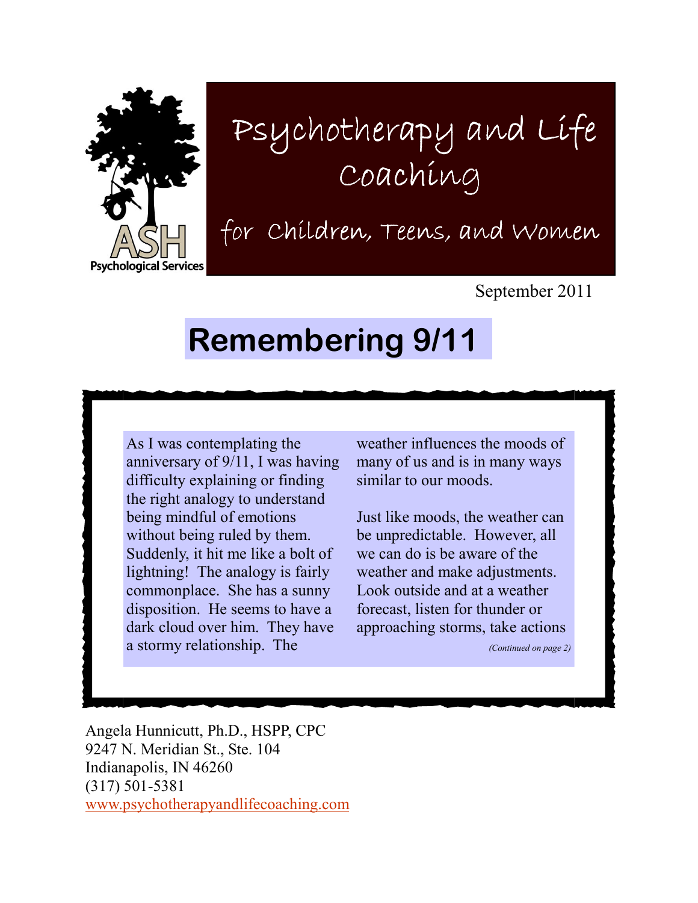ASH Psychological Services

# Psychotherapy and Life Coaching

## for Children, Teens, and Women

September 2011

# Remembering 9/11

As I was contemplating the anniversary of 9/11, I was having difficulty explaining or finding the right analogy to understand being mindful of emotions without being ruled by them. Suddenly, it hit me like a bolt of lightning! The analogy is fairly commonplace. She has a sunny disposition. He seems to have a dark cloud over him. They have a stormy relationship. The weather influences the moods of many of us and is in many ways similar to our moods.

Just like moods, the weather can be unpredictable. However, all we can do is be aware of the weather and make adjustments. Look outside and at a weather forecast, listen for thunder or approaching storms, take actions

*(Continued on page 2)*

Angela Hunnicutt, Ph.D., HSPP, CPC
9247 N. Meridian St., Ste. 104
Indianapolis, IN 46260
(317) 501-5381
www.psychotherapyandlifecoaching.com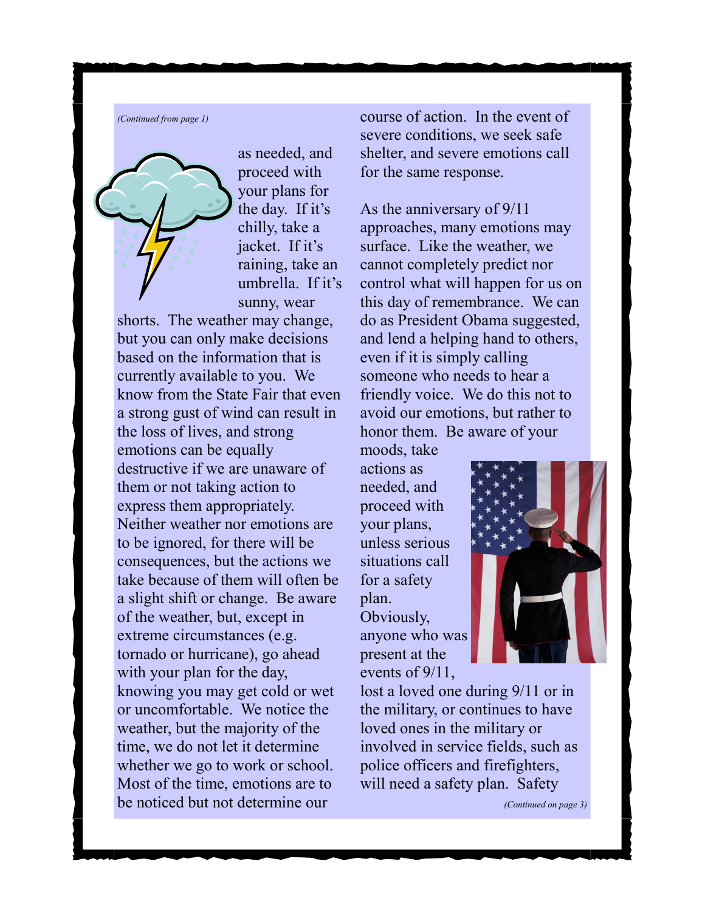*(Continued from page 1)*

as needed, and proceed with your plans for the day. If it's chilly, take a jacket. If it's raining, take an umbrella. If it's sunny, wear shorts. The weather may change, but you can only make decisions based on the information that is currently available to you. We know from the State Fair that even a strong gust of wind can result in the loss of lives, and strong emotions can be equally destructive if we are unaware of them or not taking action to express them appropriately. Neither weather nor emotions are to be ignored, for there will be consequences, but the actions we take because of them will often be a slight shift or change. Be aware of the weather, but, except in extreme circumstances (e.g. tornado or hurricane), go ahead with your plan for the day, knowing you may get cold or wet or uncomfortable. We notice the weather, but the majority of the time, we do not let it determine whether we go to work or school. Most of the time, emotions are to be noticed but not determine our course of action. In the event of severe conditions, we seek safe shelter, and severe emotions call for the same response.

As the anniversary of 9/11 approaches, many emotions may surface. Like the weather, we cannot completely predict nor control what will happen for us on this day of remembrance. We can do as President Obama suggested, and lend a helping hand to others, even if it is simply calling someone who needs to hear a friendly voice. We do this not to avoid our emotions, but rather to honor them. Be aware of your moods, take actions as needed, and proceed with your plans, unless serious situations call for a safety plan. Obviously, anyone who was present at the events of 9/11, lost a loved one during 9/11 or in the military, or continues to have loved ones in the military or involved in service fields, such as police officers and firefighters, will need a safety plan. Safety

*(Continued on page 3)*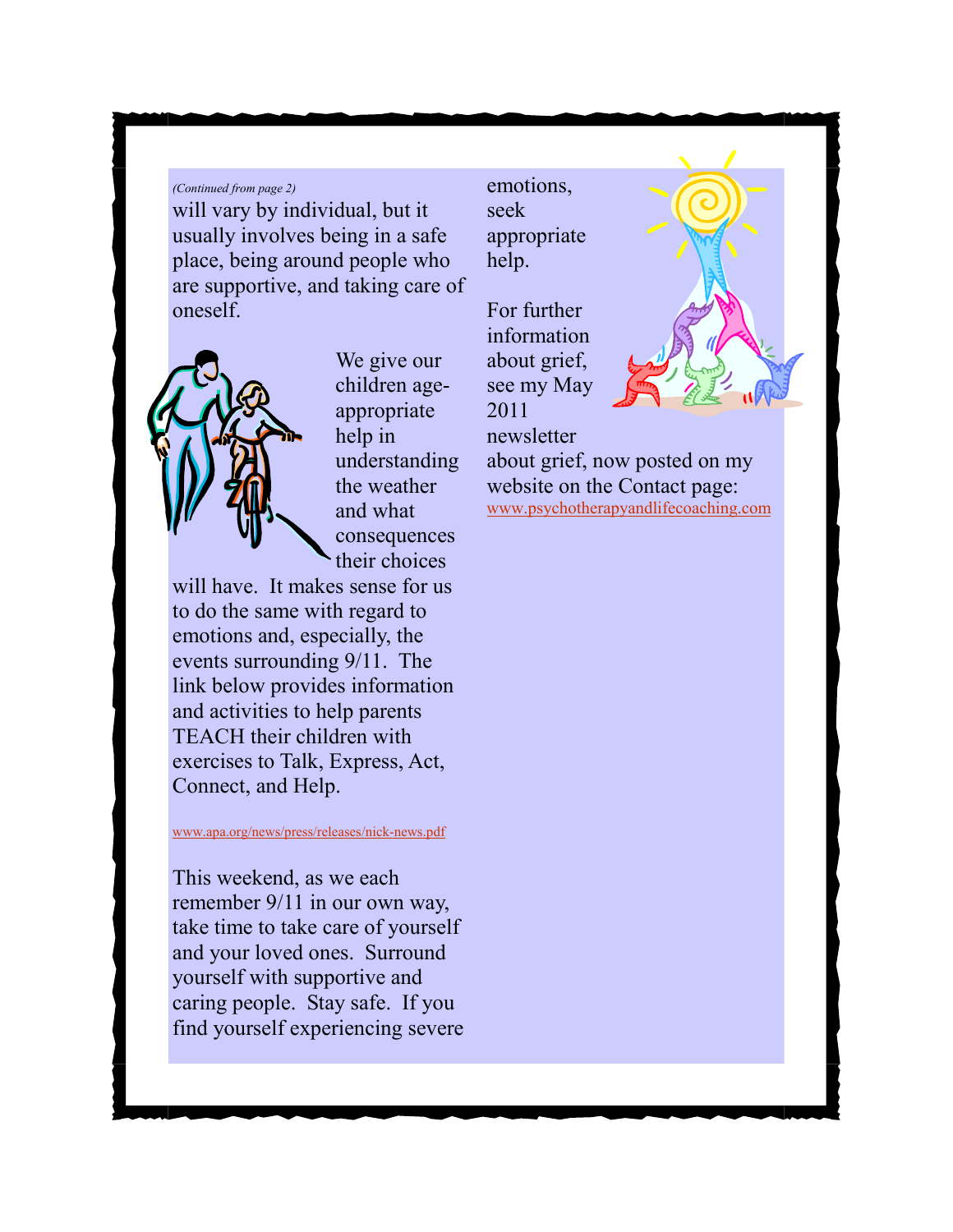*(Continued from page 2)*

will vary by individual, but it usually involves being in a safe place, being around people who are supportive, and taking care of oneself.

We give our children age-appropriate help in understanding the weather and what consequences their choices will have. It makes sense for us to do the same with regard to emotions and, especially, the events surrounding 9/11. The link below provides information and activities to help parents TEACH their children with exercises to Talk, Express, Act, Connect, and Help.

www.apa.org/news/press/releases/nick-news.pdf

This weekend, as we each remember 9/11 in our own way, take time to take care of yourself and your loved ones. Surround yourself with supportive and caring people. Stay safe. If you find yourself experiencing severe emotions, seek appropriate help.

For further information about grief, see my May 2011 newsletter about grief, now posted on my website on the Contact page: www.psychotherapyandlifecoaching.com